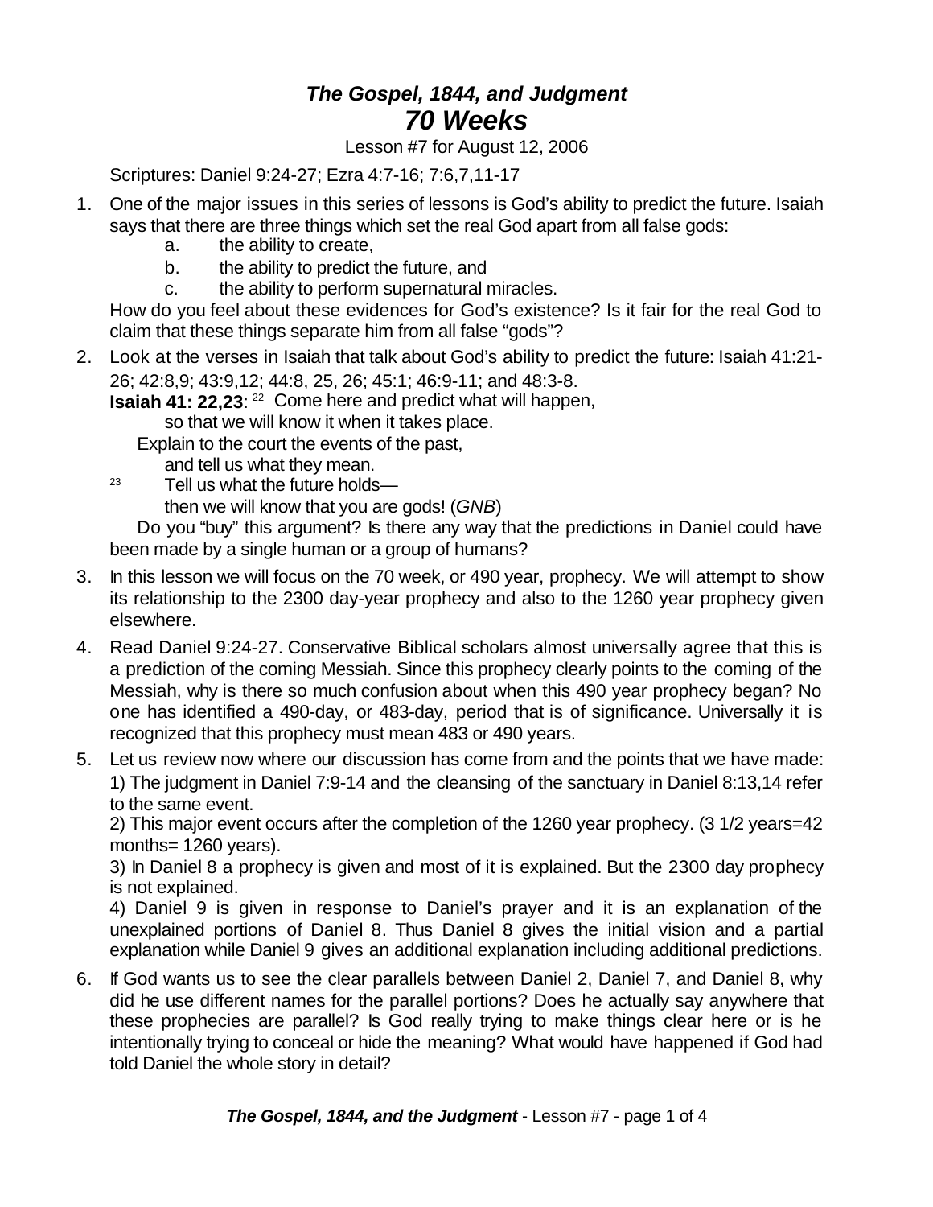# *The Gospel, 1844, and Judgment*
# *70 Weeks*

Lesson #7 for August 12, 2006

Scriptures: Daniel 9:24-27; Ezra 4:7-16; 7:6,7,11-17

1. One of the major issues in this series of lessons is God's ability to predict the future. Isaiah says that there are three things which set the real God apart from all false gods:
   a. the ability to create,
   b. the ability to predict the future, and
   c. the ability to perform supernatural miracles.

   How do you feel about these evidences for God's existence? Is it fair for the real God to claim that these things separate him from all false "gods"?

2. Look at the verses in Isaiah that talk about God's ability to predict the future: Isaiah 41:21-26; 42:8,9; 43:9,12; 44:8, 25, 26; 45:1; 46:9-11; and 48:3-8.

   **Isaiah 41: 22,23**: [22] Come here and predict what will happen,
   so that we will know it when it takes place.
   Explain to the court the events of the past,
   and tell us what they mean.
   [23] Tell us what the future holds—
   then we will know that you are gods! (*GNB*)

   Do you "buy" this argument? Is there any way that the predictions in Daniel could have been made by a single human or a group of humans?

3. In this lesson we will focus on the 70 week, or 490 year, prophecy. We will attempt to show its relationship to the 2300 day-year prophecy and also to the 1260 year prophecy given elsewhere.

4. Read Daniel 9:24-27. Conservative Biblical scholars almost universally agree that this is a prediction of the coming Messiah. Since this prophecy clearly points to the coming of the Messiah, why is there so much confusion about when this 490 year prophecy began? No one has identified a 490-day, or 483-day, period that is of significance. Universally it is recognized that this prophecy must mean 483 or 490 years.

5. Let us review now where our discussion has come from and the points that we have made:

   1) The judgment in Daniel 7:9-14 and the cleansing of the sanctuary in Daniel 8:13,14 refer to the same event.

   2) This major event occurs after the completion of the 1260 year prophecy. (3 1/2 years=42 months= 1260 years).

   3) In Daniel 8 a prophecy is given and most of it is explained. But the 2300 day prophecy is not explained.

   4) Daniel 9 is given in response to Daniel's prayer and it is an explanation of the unexplained portions of Daniel 8. Thus Daniel 8 gives the initial vision and a partial explanation while Daniel 9 gives an additional explanation including additional predictions.

6. If God wants us to see the clear parallels between Daniel 2, Daniel 7, and Daniel 8, why did he use different names for the parallel portions? Does he actually say anywhere that these prophecies are parallel? Is God really trying to make things clear here or is he intentionally trying to conceal or hide the meaning? What would have happened if God had told Daniel the whole story in detail?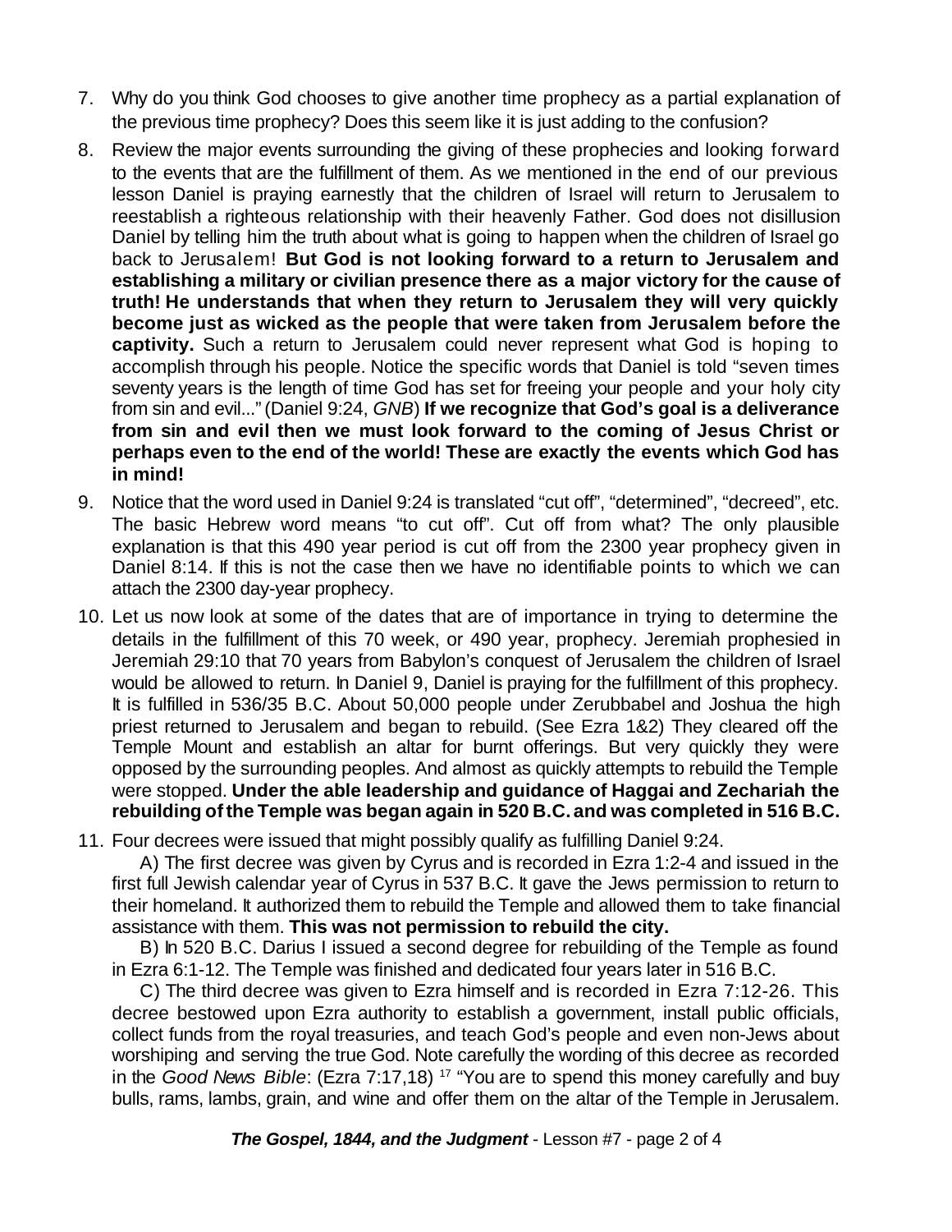7. Why do you think God chooses to give another time prophecy as a partial explanation of the previous time prophecy? Does this seem like it is just adding to the confusion?

8. Review the major events surrounding the giving of these prophecies and looking forward to the events that are the fulfillment of them. As we mentioned in the end of our previous lesson Daniel is praying earnestly that the children of Israel will return to Jerusalem to reestablish a righteous relationship with their heavenly Father. God does not disillusion Daniel by telling him the truth about what is going to happen when the children of Israel go back to Jerusalem! **But God is not looking forward to a return to Jerusalem and establishing a military or civilian presence there as a major victory for the cause of truth! He understands that when they return to Jerusalem they will very quickly become just as wicked as the people that were taken from Jerusalem before the captivity.** Such a return to Jerusalem could never represent what God is hoping to accomplish through his people. Notice the specific words that Daniel is told "seven times seventy years is the length of time God has set for freeing your people and your holy city from sin and evil..." (Daniel 9:24, *GNB*) **If we recognize that God's goal is a deliverance from sin and evil then we must look forward to the coming of Jesus Christ or perhaps even to the end of the world! These are exactly the events which God has in mind!**

9. Notice that the word used in Daniel 9:24 is translated "cut off", "determined", "decreed", etc. The basic Hebrew word means "to cut off". Cut off from what? The only plausible explanation is that this 490 year period is cut off from the 2300 year prophecy given in Daniel 8:14. If this is not the case then we have no identifiable points to which we can attach the 2300 day-year prophecy.

10. Let us now look at some of the dates that are of importance in trying to determine the details in the fulfillment of this 70 week, or 490 year, prophecy. Jeremiah prophesied in Jeremiah 29:10 that 70 years from Babylon's conquest of Jerusalem the children of Israel would be allowed to return. In Daniel 9, Daniel is praying for the fulfillment of this prophecy. It is fulfilled in 536/35 B.C. About 50,000 people under Zerubbabel and Joshua the high priest returned to Jerusalem and began to rebuild. (See Ezra 1&2) They cleared off the Temple Mount and establish an altar for burnt offerings. But very quickly they were opposed by the surrounding peoples. And almost as quickly attempts to rebuild the Temple were stopped. **Under the able leadership and guidance of Haggai and Zechariah the rebuilding of the Temple was began again in 520 B.C. and was completed in 516 B.C.**

11. Four decrees were issued that might possibly qualify as fulfilling Daniel 9:24.

    A) The first decree was given by Cyrus and is recorded in Ezra 1:2-4 and issued in the first full Jewish calendar year of Cyrus in 537 B.C. It gave the Jews permission to return to their homeland. It authorized them to rebuild the Temple and allowed them to take financial assistance with them. **This was not permission to rebuild the city.**

    B) In 520 B.C. Darius I issued a second degree for rebuilding of the Temple as found in Ezra 6:1-12. The Temple was finished and dedicated four years later in 516 B.C.

    C) The third decree was given to Ezra himself and is recorded in Ezra 7:12-26. This decree bestowed upon Ezra authority to establish a government, install public officials, collect funds from the royal treasuries, and teach God's people and even non-Jews about worshiping and serving the true God. Note carefully the wording of this decree as recorded in the *Good News Bible*: (Ezra 7:17,18) [17] "You are to spend this money carefully and buy bulls, rams, lambs, grain, and wine and offer them on the altar of the Temple in Jerusalem.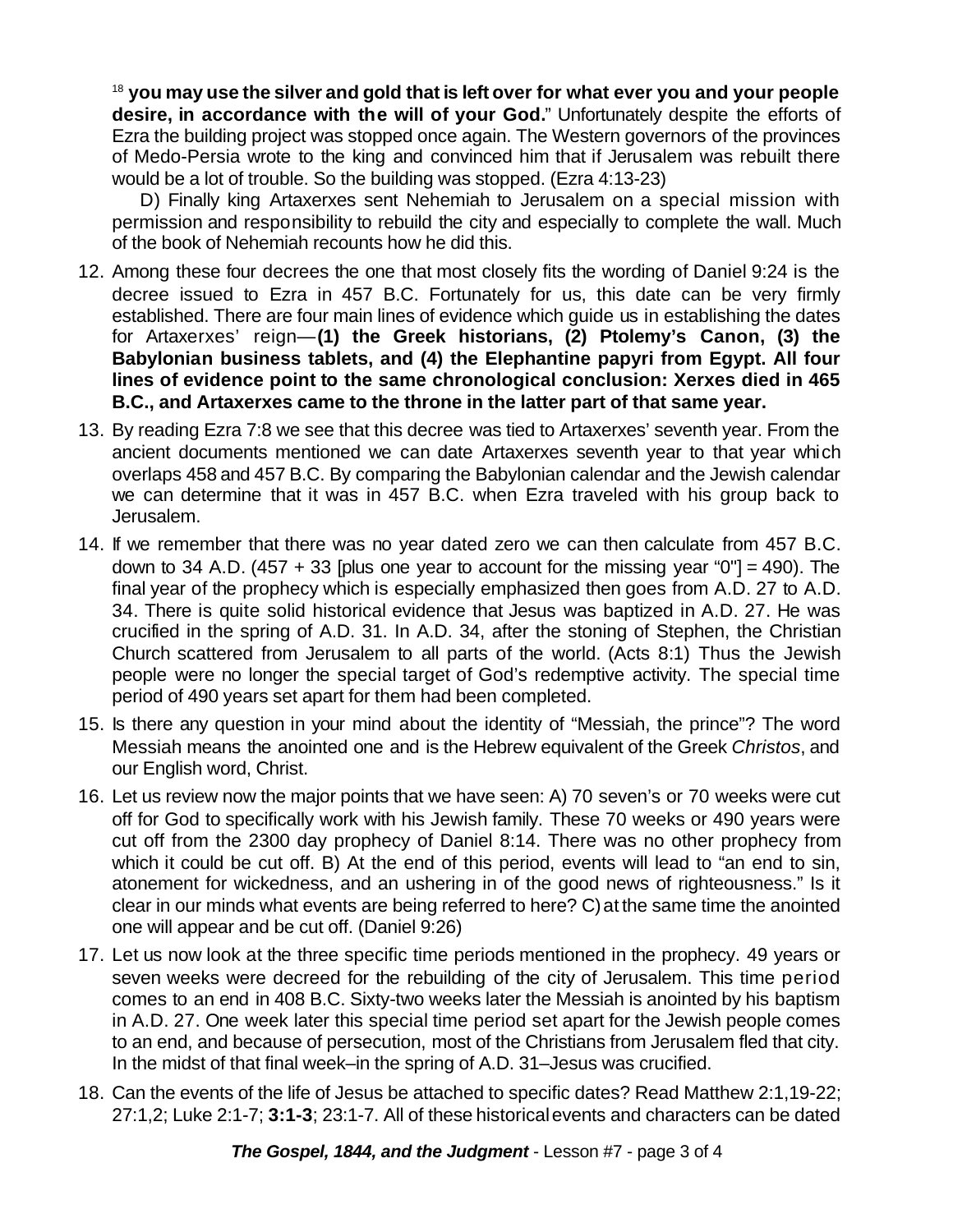[18] **you may use the silver and gold that is left over for what ever you and your people desire, in accordance with the will of your God.**" Unfortunately despite the efforts of Ezra the building project was stopped once again. The Western governors of the provinces of Medo-Persia wrote to the king and convinced him that if Jerusalem was rebuilt there would be a lot of trouble. So the building was stopped. (Ezra 4:13-23)

D) Finally king Artaxerxes sent Nehemiah to Jerusalem on a special mission with permission and responsibility to rebuild the city and especially to complete the wall. Much of the book of Nehemiah recounts how he did this.

12. Among these four decrees the one that most closely fits the wording of Daniel 9:24 is the decree issued to Ezra in 457 B.C. Fortunately for us, this date can be very firmly established. There are four main lines of evidence which guide us in establishing the dates for Artaxerxes' reign—**(1) the Greek historians, (2) Ptolemy's Canon, (3) the Babylonian business tablets, and (4) the Elephantine papyri from Egypt. All four lines of evidence point to the same chronological conclusion: Xerxes died in 465 B.C., and Artaxerxes came to the throne in the latter part of that same year.**
13. By reading Ezra 7:8 we see that this decree was tied to Artaxerxes' seventh year. From the ancient documents mentioned we can date Artaxerxes seventh year to that year which overlaps 458 and 457 B.C. By comparing the Babylonian calendar and the Jewish calendar we can determine that it was in 457 B.C. when Ezra traveled with his group back to Jerusalem.
14. If we remember that there was no year dated zero we can then calculate from 457 B.C. down to 34 A.D. (457 + 33 [plus one year to account for the missing year "0"] = 490). The final year of the prophecy which is especially emphasized then goes from A.D. 27 to A.D. 34. There is quite solid historical evidence that Jesus was baptized in A.D. 27. He was crucified in the spring of A.D. 31. In A.D. 34, after the stoning of Stephen, the Christian Church scattered from Jerusalem to all parts of the world. (Acts 8:1) Thus the Jewish people were no longer the special target of God's redemptive activity. The special time period of 490 years set apart for them had been completed.
15. Is there any question in your mind about the identity of "Messiah, the prince"? The word Messiah means the anointed one and is the Hebrew equivalent of the Greek *Christos*, and our English word, Christ.
16. Let us review now the major points that we have seen: A) 70 seven's or 70 weeks were cut off for God to specifically work with his Jewish family. These 70 weeks or 490 years were cut off from the 2300 day prophecy of Daniel 8:14. There was no other prophecy from which it could be cut off. B) At the end of this period, events will lead to "an end to sin, atonement for wickedness, and an ushering in of the good news of righteousness." Is it clear in our minds what events are being referred to here? C) at the same time the anointed one will appear and be cut off. (Daniel 9:26)
17. Let us now look at the three specific time periods mentioned in the prophecy. 49 years or seven weeks were decreed for the rebuilding of the city of Jerusalem. This time period comes to an end in 408 B.C. Sixty-two weeks later the Messiah is anointed by his baptism in A.D. 27. One week later this special time period set apart for the Jewish people comes to an end, and because of persecution, most of the Christians from Jerusalem fled that city. In the midst of that final week–in the spring of A.D. 31–Jesus was crucified.
18. Can the events of the life of Jesus be attached to specific dates? Read Matthew 2:1,19-22; 27:1,2; Luke 2:1-7; **3:1-3**; 23:1-7. All of these historical events and characters can be dated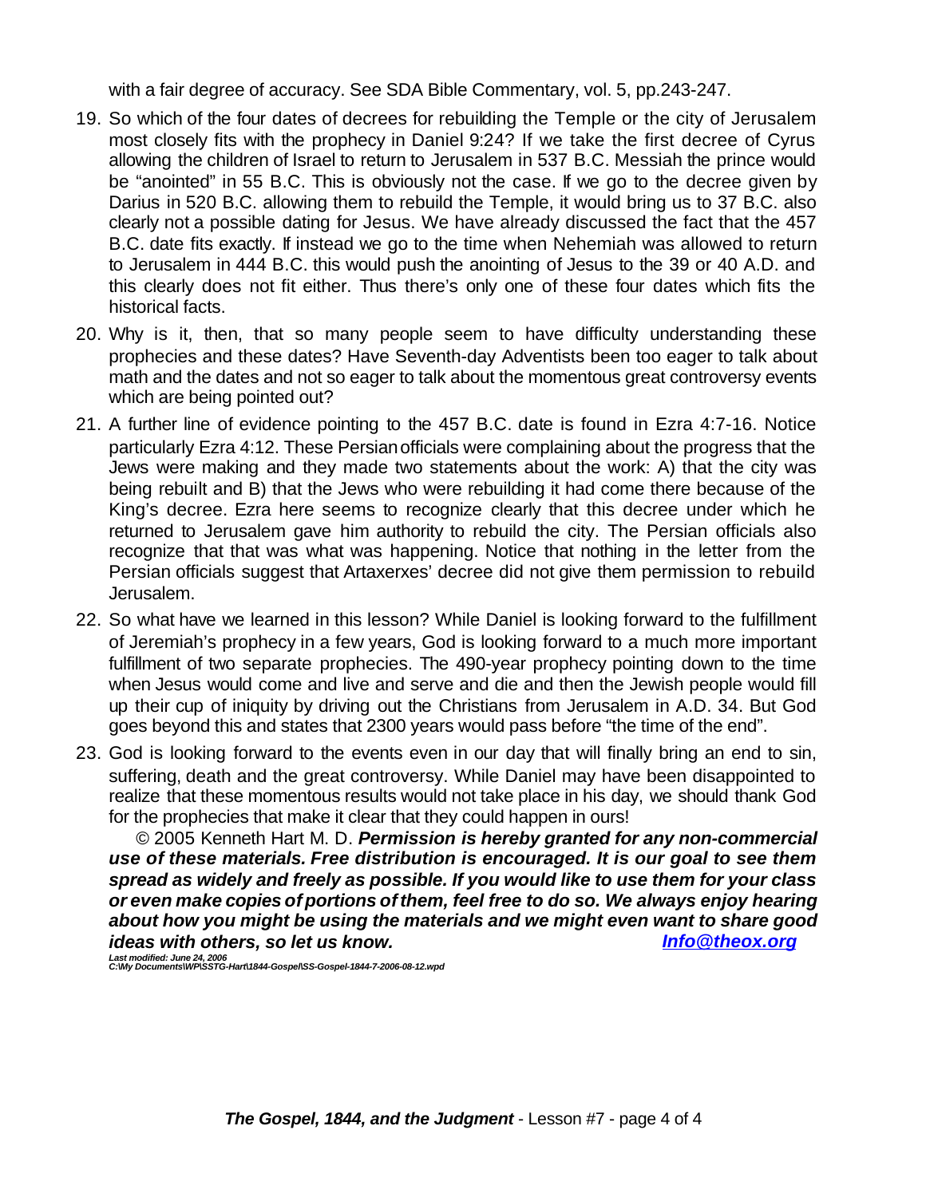with a fair degree of accuracy. See SDA Bible Commentary, vol. 5, pp.243-247.

19. So which of the four dates of decrees for rebuilding the Temple or the city of Jerusalem most closely fits with the prophecy in Daniel 9:24? If we take the first decree of Cyrus allowing the children of Israel to return to Jerusalem in 537 B.C. Messiah the prince would be "anointed" in 55 B.C. This is obviously not the case. If we go to the decree given by Darius in 520 B.C. allowing them to rebuild the Temple, it would bring us to 37 B.C. also clearly not a possible dating for Jesus. We have already discussed the fact that the 457 B.C. date fits exactly. If instead we go to the time when Nehemiah was allowed to return to Jerusalem in 444 B.C. this would push the anointing of Jesus to the 39 or 40 A.D. and this clearly does not fit either. Thus there's only one of these four dates which fits the historical facts.
20. Why is it, then, that so many people seem to have difficulty understanding these prophecies and these dates? Have Seventh-day Adventists been too eager to talk about math and the dates and not so eager to talk about the momentous great controversy events which are being pointed out?
21. A further line of evidence pointing to the 457 B.C. date is found in Ezra 4:7-16. Notice particularly Ezra 4:12. These Persian officials were complaining about the progress that the Jews were making and they made two statements about the work: A) that the city was being rebuilt and B) that the Jews who were rebuilding it had come there because of the King's decree. Ezra here seems to recognize clearly that this decree under which he returned to Jerusalem gave him authority to rebuild the city. The Persian officials also recognize that that was what was happening. Notice that nothing in the letter from the Persian officials suggest that Artaxerxes' decree did not give them permission to rebuild Jerusalem.
22. So what have we learned in this lesson? While Daniel is looking forward to the fulfillment of Jeremiah's prophecy in a few years, God is looking forward to a much more important fulfillment of two separate prophecies. The 490-year prophecy pointing down to the time when Jesus would come and live and serve and die and then the Jewish people would fill up their cup of iniquity by driving out the Christians from Jerusalem in A.D. 34. But God goes beyond this and states that 2300 years would pass before "the time of the end".
23. God is looking forward to the events even in our day that will finally bring an end to sin, suffering, death and the great controversy. While Daniel may have been disappointed to realize that these momentous results would not take place in his day, we should thank God for the prophecies that make it clear that they could happen in ours!

© 2005 Kenneth Hart M. D. ***Permission is hereby granted for any non-commercial use of these materials. Free distribution is encouraged. It is our goal to see them spread as widely and freely as possible. If you would like to use them for your class or even make copies of portions of them, feel free to do so. We always enjoy hearing about how you might be using the materials and we might even want to share good ideas with others, so let us know.*** ***Info@theox.org***

***Last modified: June 24, 2006***
***C:\My Documents\WP\SSTG-Hart\1844-Gospel\SS-Gospel-1844-7-2006-08-12.wpd***